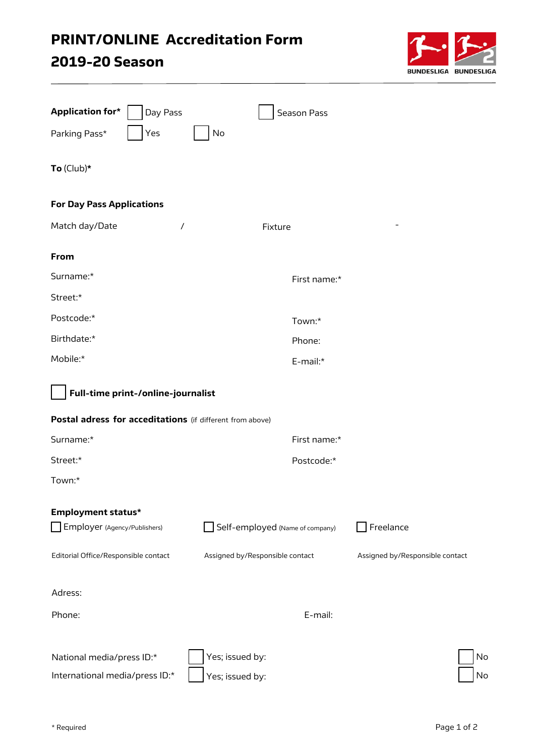# PRINT/ONLINE Accreditation Form
# 2019-20 Season

BUNDESLIGA BUNDESLIGA

**Application for*** ☐ Day Pass ☐ Season Pass

Parking Pass* ☐ Yes ☐ No

**To** (Club)*

**For Day Pass Applications**

Match day/Date / Fixture -

**From**

Surname:* First name:*

Street:*

Postcode:* Town:*

Birthdate:* Phone:

Mobile:* E-mail:*

☐ **Full-time print-/online-journalist**

**Postal adress for accreditations** (if different from above)

Surname:* First name:*

Street:* Postcode:*

Town:*

**Employment status***

| ☐ Employer (Agency/Publishers) | ☐ Self-employed (Name of company) | ☐ Freelance |
|---|---|---|
| Editorial Office/Responsible contact | Assigned by/Responsible contact | Assigned by/Responsible contact |

Adress:

Phone: E-mail:

National media/press ID:* ☐ Yes; issued by: ☐ No

International media/press ID:* ☐ Yes; issued by: ☐ No

* Required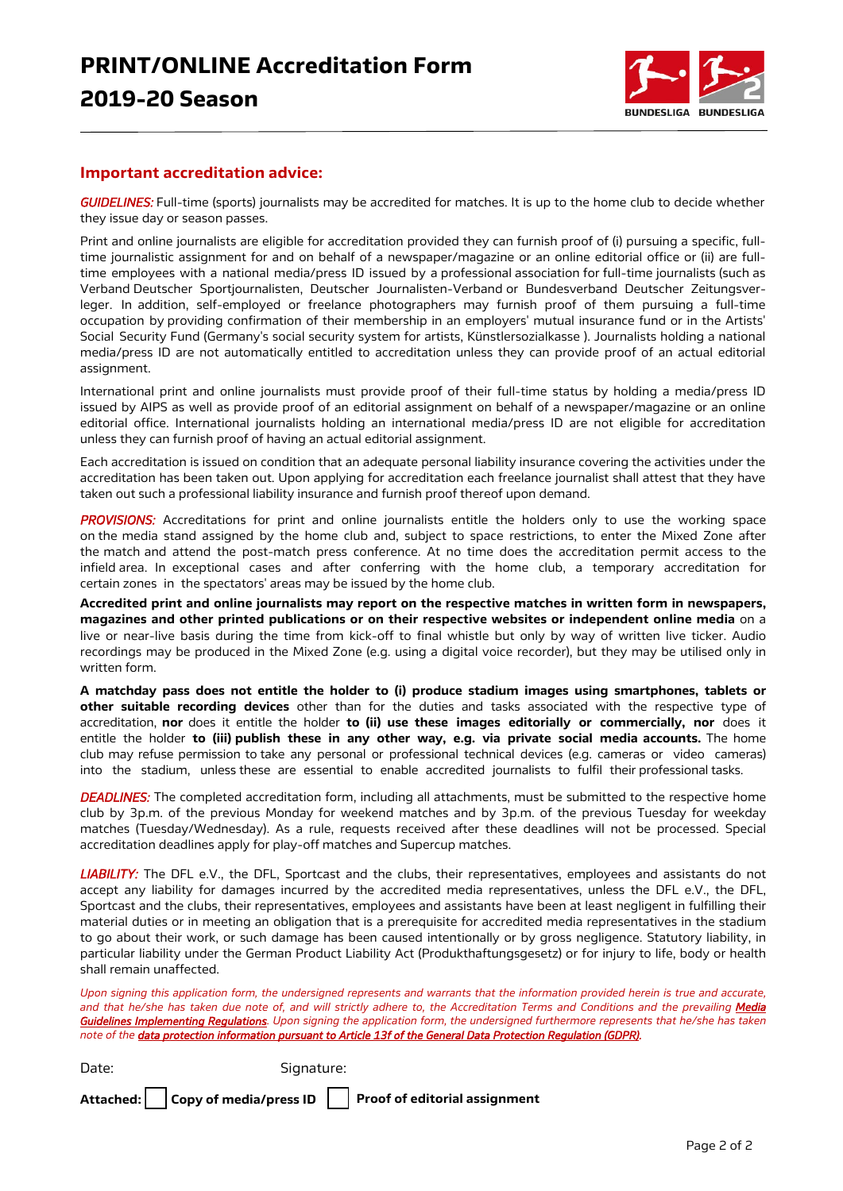# PRINT/ONLINE Accreditation Form 2019-20 Season

BUNDESLIGA BUNDESLIGA

## Important accreditation advice:

***GUIDELINES:*** Full-time (sports) journalists may be accredited for matches. It is up to the home club to decide whether they issue day or season passes.

Print and online journalists are eligible for accreditation provided they can furnish proof of (i) pursuing a specific, full-time journalistic assignment for and on behalf of a newspaper/magazine or an online editorial office or (ii) are full-time employees with a national media/press ID issued by a professional association for full-time journalists (such as Verband Deutscher Sportjournalisten, Deutscher Journalisten-Verband or Bundesverband Deutscher Zeitungsverleger. In addition, self-employed or freelance photographers may furnish proof of them pursuing a full-time occupation by providing confirmation of their membership in an employers' mutual insurance fund or in the Artists' Social Security Fund (Germany's social security system for artists, Künstlersozialkasse ). Journalists holding a national media/press ID are not automatically entitled to accreditation unless they can provide proof of an actual editorial assignment.

International print and online journalists must provide proof of their full-time status by holding a media/press ID issued by AIPS as well as provide proof of an editorial assignment on behalf of a newspaper/magazine or an online editorial office. International journalists holding an international media/press ID are not eligible for accreditation unless they can furnish proof of having an actual editorial assignment.

Each accreditation is issued on condition that an adequate personal liability insurance covering the activities under the accreditation has been taken out. Upon applying for accreditation each freelance journalist shall attest that they have taken out such a professional liability insurance and furnish proof thereof upon demand.

***PROVISIONS:*** Accreditations for print and online journalists entitle the holders only to use the working space on the media stand assigned by the home club and, subject to space restrictions, to enter the Mixed Zone after the match and attend the post-match press conference. At no time does the accreditation permit access to the infield area. In exceptional cases and after conferring with the home club, a temporary accreditation for certain zones in the spectators' areas may be issued by the home club.

**Accredited print and online journalists may report on the respective matches in written form in newspapers, magazines and other printed publications or on their respective websites or independent online media** on a live or near-live basis during the time from kick-off to final whistle but only by way of written live ticker. Audio recordings may be produced in the Mixed Zone (e.g. using a digital voice recorder), but they may be utilised only in written form.

**A matchday pass does not entitle the holder to (i) produce stadium images using smartphones, tablets or other suitable recording devices** other than for the duties and tasks associated with the respective type of accreditation, **nor** does it entitle the holder **to (ii) use these images editorially or commercially, nor** does it entitle the holder **to (iii) publish these in any other way, e.g. via private social media accounts.** The home club may refuse permission to take any personal or professional technical devices (e.g. cameras or video cameras) into the stadium, unless these are essential to enable accredited journalists to fulfil their professional tasks.

***DEADLINES:*** The completed accreditation form, including all attachments, must be submitted to the respective home club by 3p.m. of the previous Monday for weekend matches and by 3p.m. of the previous Tuesday for weekday matches (Tuesday/Wednesday). As a rule, requests received after these deadlines will not be processed. Special accreditation deadlines apply for play-off matches and Supercup matches.

***LIABILITY:*** The DFL e.V., the DFL, Sportcast and the clubs, their representatives, employees and assistants do not accept any liability for damages incurred by the accredited media representatives, unless the DFL e.V., the DFL, Sportcast and the clubs, their representatives, employees and assistants have been at least negligent in fulfilling their material duties or in meeting an obligation that is a prerequisite for accredited media representatives in the stadium to go about their work, or such damage has been caused intentionally or by gross negligence. Statutory liability, in particular liability under the German Product Liability Act (Produkthaftungsgesetz) or for injury to life, body or health shall remain unaffected.

*Upon signing this application form, the undersigned represents and warrants that the information provided herein is true and accurate, and that he/she has taken due note of, and will strictly adhere to, the Accreditation Terms and Conditions and the prevailing **Media Guidelines Implementing Regulations**. Upon signing the application form, the undersigned furthermore represents that he/she has taken note of the **data protection information pursuant to Article 13f of the General Data Protection Regulation (GDPR)**.*

Date: Signature:

**Attached:** ☐ **Copy of media/press ID** ☐ **Proof of editorial assignment**